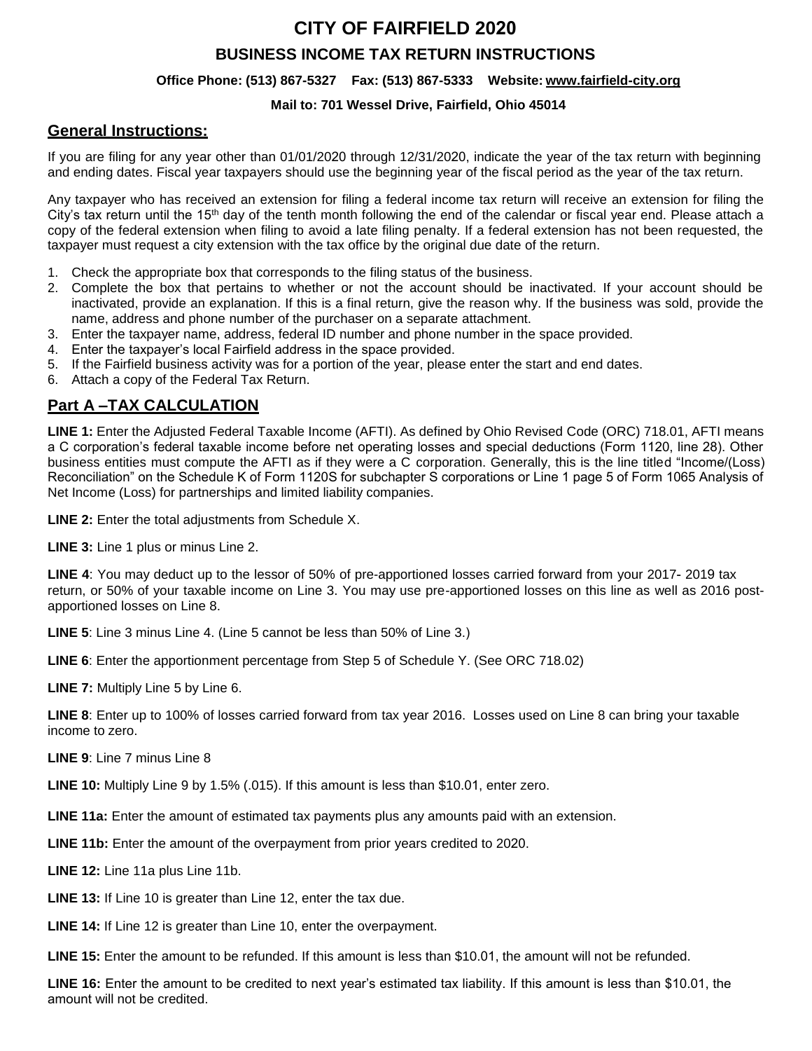# CITY OF FAIRFIELD 2020

## BUSINESS INCOME TAX RETURN INSTRUCTIONS

**Office Phone: (513) 867-5327 Fax: (513) 867-5333 Website: www.fairfield-city.org**

**Mail to: 701 Wessel Drive, Fairfield, Ohio 45014**

## General Instructions:

If you are filing for any year other than 01/01/2020 through 12/31/2020, indicate the year of the tax return with beginning and ending dates. Fiscal year taxpayers should use the beginning year of the fiscal period as the year of the tax return.

Any taxpayer who has received an extension for filing a federal income tax return will receive an extension for filing the City's tax return until the 15th day of the tenth month following the end of the calendar or fiscal year end. Please attach a copy of the federal extension when filing to avoid a late filing penalty. If a federal extension has not been requested, the taxpayer must request a city extension with the tax office by the original due date of the return.

1. Check the appropriate box that corresponds to the filing status of the business.
2. Complete the box that pertains to whether or not the account should be inactivated. If your account should be inactivated, provide an explanation. If this is a final return, give the reason why. If the business was sold, provide the name, address and phone number of the purchaser on a separate attachment.
3. Enter the taxpayer name, address, federal ID number and phone number in the space provided.
4. Enter the taxpayer's local Fairfield address in the space provided.
5. If the Fairfield business activity was for a portion of the year, please enter the start and end dates.
6. Attach a copy of the Federal Tax Return.

## Part A –TAX CALCULATION

**LINE 1:** Enter the Adjusted Federal Taxable Income (AFTI). As defined by Ohio Revised Code (ORC) 718.01, AFTI means a C corporation's federal taxable income before net operating losses and special deductions (Form 1120, line 28). Other business entities must compute the AFTI as if they were a C corporation. Generally, this is the line titled "Income/(Loss) Reconciliation" on the Schedule K of Form 1120S for subchapter S corporations or Line 1 page 5 of Form 1065 Analysis of Net Income (Loss) for partnerships and limited liability companies.

**LINE 2:** Enter the total adjustments from Schedule X.

**LINE 3:** Line 1 plus or minus Line 2.

**LINE 4**: You may deduct up to the lessor of 50% of pre-apportioned losses carried forward from your 2017- 2019 tax return, or 50% of your taxable income on Line 3. You may use pre-apportioned losses on this line as well as 2016 post-apportioned losses on Line 8.

**LINE 5**: Line 3 minus Line 4. (Line 5 cannot be less than 50% of Line 3.)

**LINE 6**: Enter the apportionment percentage from Step 5 of Schedule Y. (See ORC 718.02)

**LINE 7:** Multiply Line 5 by Line 6.

**LINE 8**: Enter up to 100% of losses carried forward from tax year 2016. Losses used on Line 8 can bring your taxable income to zero.

**LINE 9**: Line 7 minus Line 8

**LINE 10:** Multiply Line 9 by 1.5% (.015). If this amount is less than $10.01, enter zero.

**LINE 11a:** Enter the amount of estimated tax payments plus any amounts paid with an extension.

**LINE 11b:** Enter the amount of the overpayment from prior years credited to 2020.

**LINE 12:** Line 11a plus Line 11b.

**LINE 13:** If Line 10 is greater than Line 12, enter the tax due.

**LINE 14:** If Line 12 is greater than Line 10, enter the overpayment.

**LINE 15:** Enter the amount to be refunded. If this amount is less than $10.01, the amount will not be refunded.

**LINE 16:** Enter the amount to be credited to next year's estimated tax liability. If this amount is less than $10.01, the amount will not be credited.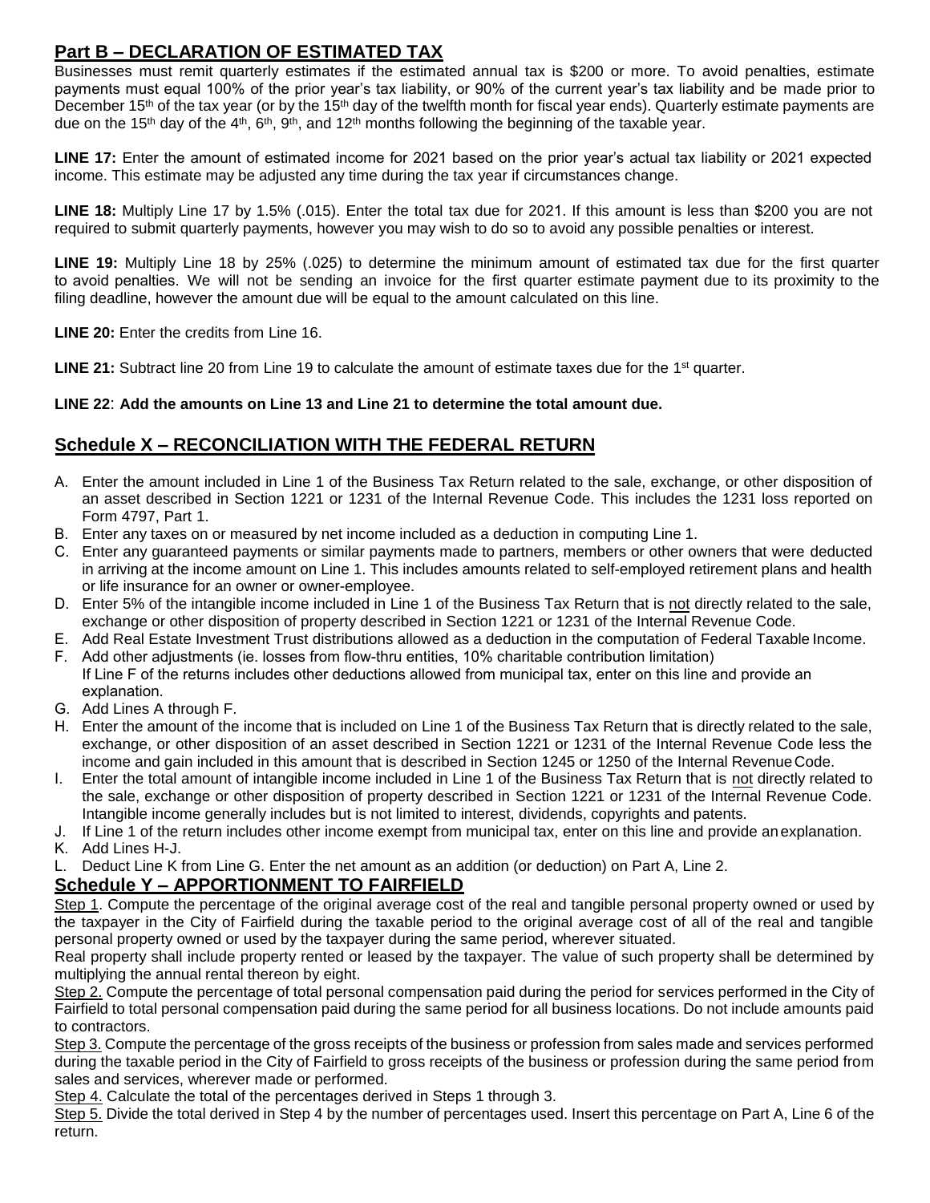## Part B – DECLARATION OF ESTIMATED TAX

Businesses must remit quarterly estimates if the estimated annual tax is $200 or more. To avoid penalties, estimate payments must equal 100% of the prior year's tax liability, or 90% of the current year's tax liability and be made prior to December 15th of the tax year (or by the 15th day of the twelfth month for fiscal year ends). Quarterly estimate payments are due on the 15th day of the 4th, 6th, 9th, and 12th months following the beginning of the taxable year.

**LINE 17:** Enter the amount of estimated income for 2021 based on the prior year's actual tax liability or 2021 expected income. This estimate may be adjusted any time during the tax year if circumstances change.

**LINE 18:** Multiply Line 17 by 1.5% (.015). Enter the total tax due for 2021. If this amount is less than $200 you are not required to submit quarterly payments, however you may wish to do so to avoid any possible penalties or interest.

**LINE 19:** Multiply Line 18 by 25% (.025) to determine the minimum amount of estimated tax due for the first quarter to avoid penalties. We will not be sending an invoice for the first quarter estimate payment due to its proximity to the filing deadline, however the amount due will be equal to the amount calculated on this line.

**LINE 20:** Enter the credits from Line 16.

**LINE 21:** Subtract line 20 from Line 19 to calculate the amount of estimate taxes due for the 1st quarter.

**LINE 22**: **Add the amounts on Line 13 and Line 21 to determine the total amount due.**

## Schedule X – RECONCILIATION WITH THE FEDERAL RETURN

A. Enter the amount included in Line 1 of the Business Tax Return related to the sale, exchange, or other disposition of an asset described in Section 1221 or 1231 of the Internal Revenue Code. This includes the 1231 loss reported on Form 4797, Part 1.
B. Enter any taxes on or measured by net income included as a deduction in computing Line 1.
C. Enter any guaranteed payments or similar payments made to partners, members or other owners that were deducted in arriving at the income amount on Line 1. This includes amounts related to self-employed retirement plans and health or life insurance for an owner or owner-employee.
D. Enter 5% of the intangible income included in Line 1 of the Business Tax Return that is not directly related to the sale, exchange or other disposition of property described in Section 1221 or 1231 of the Internal Revenue Code.
E. Add Real Estate Investment Trust distributions allowed as a deduction in the computation of Federal Taxable Income.
F. Add other adjustments (ie. losses from flow-thru entities, 10% charitable contribution limitation)
   If Line F of the returns includes other deductions allowed from municipal tax, enter on this line and provide an explanation.
G. Add Lines A through F.
H. Enter the amount of the income that is included on Line 1 of the Business Tax Return that is directly related to the sale, exchange, or other disposition of an asset described in Section 1221 or 1231 of the Internal Revenue Code less the income and gain included in this amount that is described in Section 1245 or 1250 of the Internal Revenue Code.
I. Enter the total amount of intangible income included in Line 1 of the Business Tax Return that is not directly related to the sale, exchange or other disposition of property described in Section 1221 or 1231 of the Internal Revenue Code. Intangible income generally includes but is not limited to interest, dividends, copyrights and patents.
J. If Line 1 of the return includes other income exempt from municipal tax, enter on this line and provide an explanation.
K. Add Lines H-J.
L. Deduct Line K from Line G. Enter the net amount as an addition (or deduction) on Part A, Line 2.

## Schedule Y – APPORTIONMENT TO FAIRFIELD

Step 1. Compute the percentage of the original average cost of the real and tangible personal property owned or used by the taxpayer in the City of Fairfield during the taxable period to the original average cost of all of the real and tangible personal property owned or used by the taxpayer during the same period, wherever situated.

Real property shall include property rented or leased by the taxpayer. The value of such property shall be determined by multiplying the annual rental thereon by eight.

Step 2. Compute the percentage of total personal compensation paid during the period for services performed in the City of Fairfield to total personal compensation paid during the same period for all business locations. Do not include amounts paid to contractors.

Step 3. Compute the percentage of the gross receipts of the business or profession from sales made and services performed during the taxable period in the City of Fairfield to gross receipts of the business or profession during the same period from sales and services, wherever made or performed.

Step 4. Calculate the total of the percentages derived in Steps 1 through 3.

Step 5. Divide the total derived in Step 4 by the number of percentages used. Insert this percentage on Part A, Line 6 of the return.